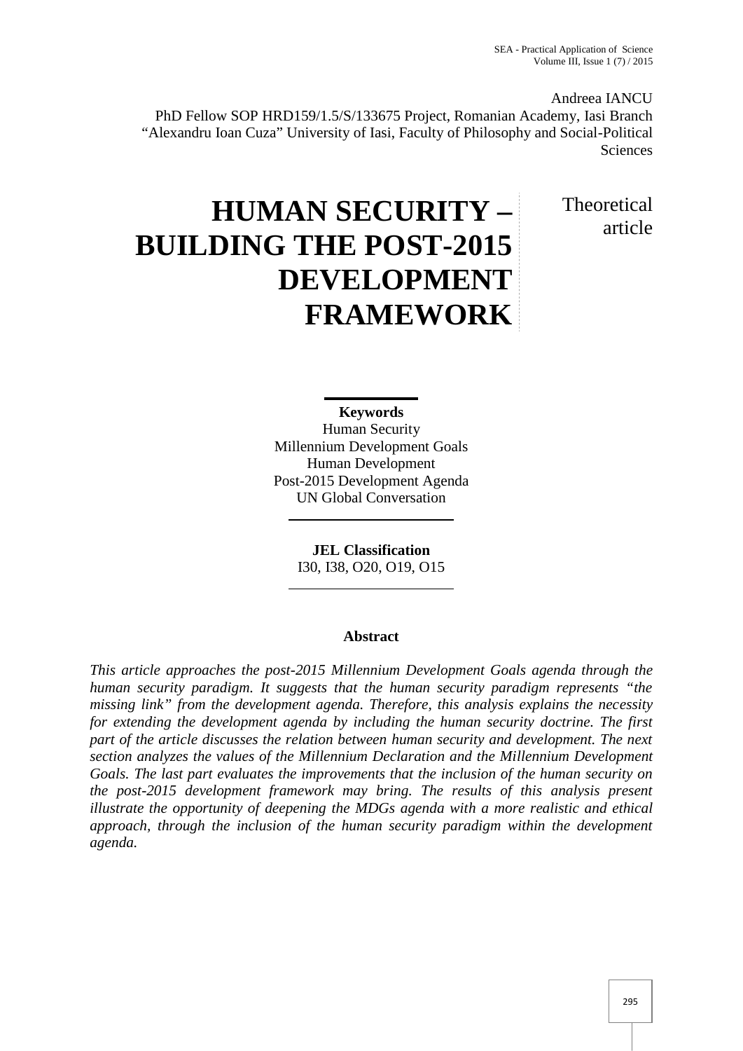Andreea IANCU
PhD Fellow SOP HRD159/1.5/S/133675 Project, Romanian Academy, Iasi Branch
"Alexandru Ioan Cuza" University of Iasi, Faculty of Philosophy and Social-Political Sciences

# HUMAN SECURITY – BUILDING THE POST-2015 DEVELOPMENT FRAMEWORK

Theoretical article

**Keywords**
Human Security
Millennium Development Goals
Human Development
Post-2015 Development Agenda
UN Global Conversation

**JEL Classification**
I30, I38, O20, O19, O15

## Abstract

*This article approaches the post-2015 Millennium Development Goals agenda through the human security paradigm. It suggests that the human security paradigm represents "the missing link" from the development agenda. Therefore, this analysis explains the necessity for extending the development agenda by including the human security doctrine. The first part of the article discusses the relation between human security and development. The next section analyzes the values of the Millennium Declaration and the Millennium Development Goals. The last part evaluates the improvements that the inclusion of the human security on the post-2015 development framework may bring. The results of this analysis present illustrate the opportunity of deepening the MDGs agenda with a more realistic and ethical approach, through the inclusion of the human security paradigm within the development agenda.*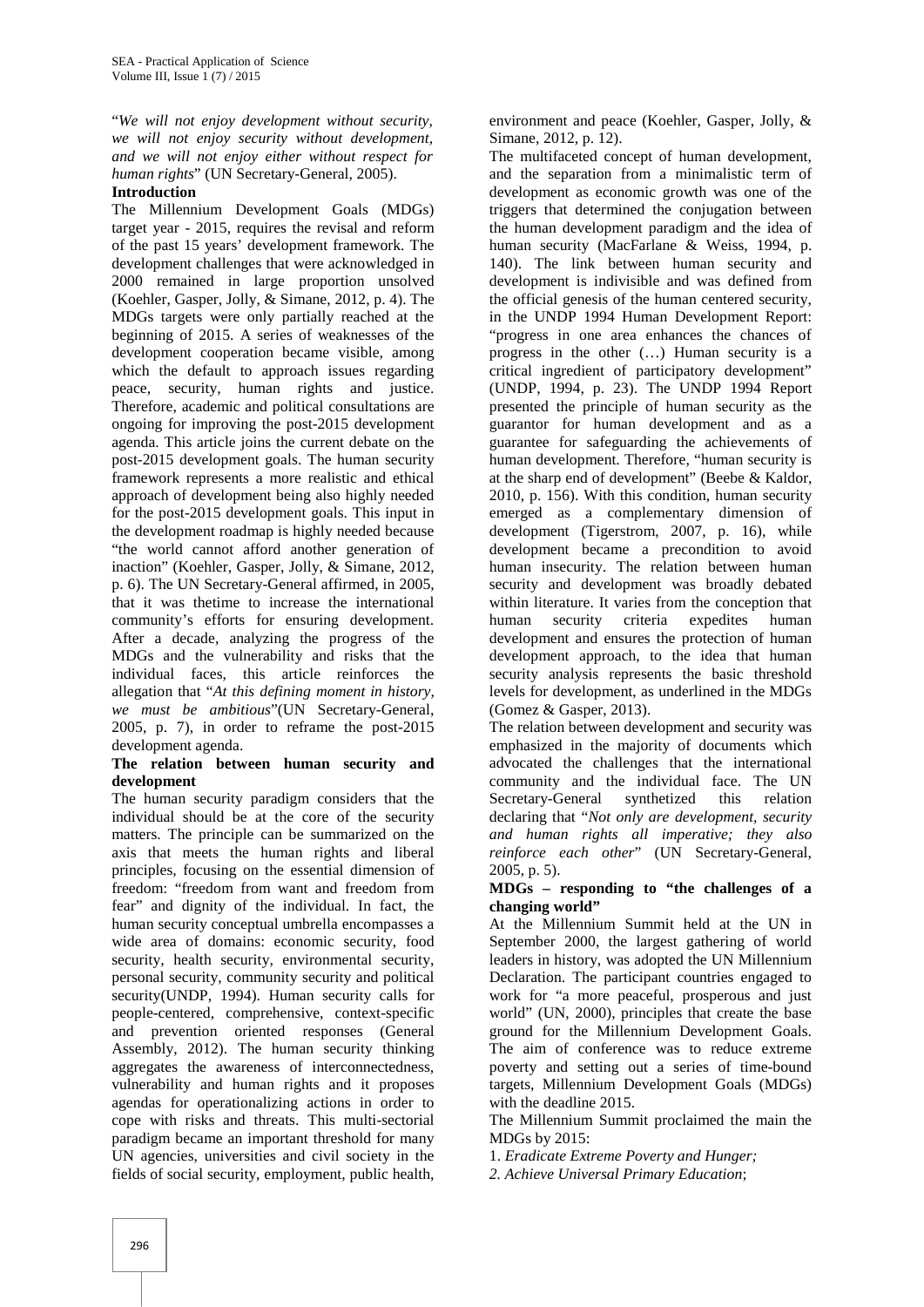"*We will not enjoy development without security, we will not enjoy security without development, and we will not enjoy either without respect for human rights*" (UN Secretary-General, 2005).

## Introduction

The Millennium Development Goals (MDGs) target year - 2015, requires the revisal and reform of the past 15 years' development framework. The development challenges that were acknowledged in 2000 remained in large proportion unsolved (Koehler, Gasper, Jolly, & Simane, 2012, p. 4). The MDGs targets were only partially reached at the beginning of 2015. A series of weaknesses of the development cooperation became visible, among which the default to approach issues regarding peace, security, human rights and justice. Therefore, academic and political consultations are ongoing for improving the post-2015 development agenda. This article joins the current debate on the post-2015 development goals. The human security framework represents a more realistic and ethical approach of development being also highly needed for the post-2015 development goals. This input in the development roadmap is highly needed because "the world cannot afford another generation of inaction" (Koehler, Gasper, Jolly, & Simane, 2012, p. 6). The UN Secretary-General affirmed, in 2005, that it was thetime to increase the international community's efforts for ensuring development. After a decade, analyzing the progress of the MDGs and the vulnerability and risks that the individual faces, this article reinforces the allegation that "*At this defining moment in history, we must be ambitious*"(UN Secretary-General, 2005, p. 7), in order to reframe the post-2015 development agenda.

## The relation between human security and development

The human security paradigm considers that the individual should be at the core of the security matters. The principle can be summarized on the axis that meets the human rights and liberal principles, focusing on the essential dimension of freedom: "freedom from want and freedom from fear" and dignity of the individual. In fact, the human security conceptual umbrella encompasses a wide area of domains: economic security, food security, health security, environmental security, personal security, community security and political security(UNDP, 1994). Human security calls for people-centered, comprehensive, context-specific and prevention oriented responses (General Assembly, 2012). The human security thinking aggregates the awareness of interconnectedness, vulnerability and human rights and it proposes agendas for operationalizing actions in order to cope with risks and threats. This multi-sectorial paradigm became an important threshold for many UN agencies, universities and civil society in the fields of social security, employment, public health, environment and peace (Koehler, Gasper, Jolly, & Simane, 2012, p. 12).

The multifaceted concept of human development, and the separation from a minimalistic term of development as economic growth was one of the triggers that determined the conjugation between the human development paradigm and the idea of human security (MacFarlane & Weiss, 1994, p. 140). The link between human security and development is indivisible and was defined from the official genesis of the human centered security, in the UNDP 1994 Human Development Report: "progress in one area enhances the chances of progress in the other (…) Human security is a critical ingredient of participatory development" (UNDP, 1994, p. 23). The UNDP 1994 Report presented the principle of human security as the guarantor for human development and as a guarantee for safeguarding the achievements of human development. Therefore, "human security is at the sharp end of development" (Beebe & Kaldor, 2010, p. 156). With this condition, human security emerged as a complementary dimension of development (Tigerstrom, 2007, p. 16), while development became a precondition to avoid human insecurity. The relation between human security and development was broadly debated within literature. It varies from the conception that human security criteria expedites human development and ensures the protection of human development approach, to the idea that human security analysis represents the basic threshold levels for development, as underlined in the MDGs (Gomez & Gasper, 2013).

The relation between development and security was emphasized in the majority of documents which advocated the challenges that the international community and the individual face. The UN Secretary-General synthetized this relation declaring that "*Not only are development, security and human rights all imperative; they also reinforce each other*" (UN Secretary-General, 2005, p. 5).

## MDGs – responding to "the challenges of a changing world"

At the Millennium Summit held at the UN in September 2000, the largest gathering of world leaders in history, was adopted the UN Millennium Declaration. The participant countries engaged to work for "a more peaceful, prosperous and just world" (UN, 2000), principles that create the base ground for the Millennium Development Goals. The aim of conference was to reduce extreme poverty and setting out a series of time-bound targets, Millennium Development Goals (MDGs) with the deadline 2015.

The Millennium Summit proclaimed the main the MDGs by 2015:

1. *Eradicate Extreme Poverty and Hunger;*
2. *Achieve Universal Primary Education*;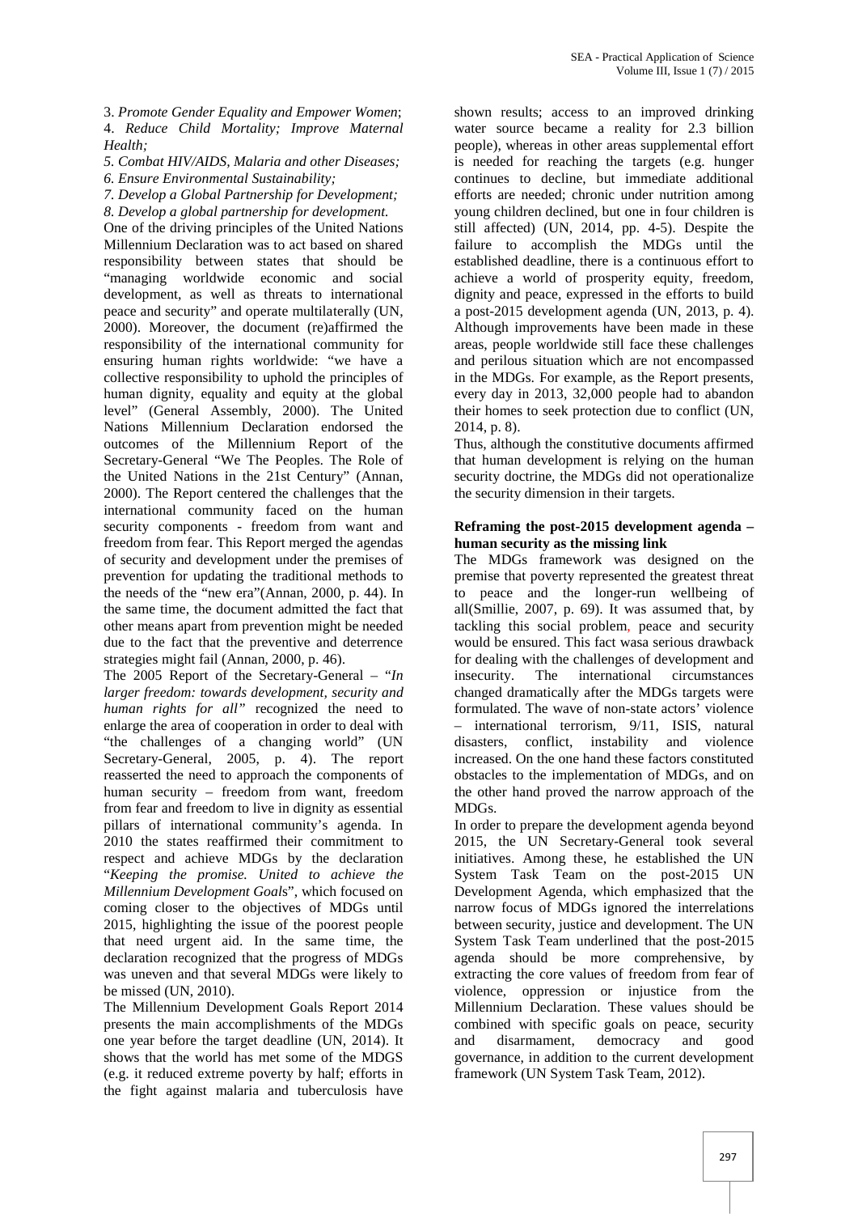3. *Promote Gender Equality and Empower Women*;
4. *Reduce Child Mortality; Improve Maternal Health;*
5. *Combat HIV/AIDS, Malaria and other Diseases;*
6. *Ensure Environmental Sustainability;*
7. *Develop a Global Partnership for Development;*
8. *Develop a global partnership for development.*

One of the driving principles of the United Nations Millennium Declaration was to act based on shared responsibility between states that should be "managing worldwide economic and social development, as well as threats to international peace and security" and operate multilaterally (UN, 2000). Moreover, the document (re)affirmed the responsibility of the international community for ensuring human rights worldwide: "we have a collective responsibility to uphold the principles of human dignity, equality and equity at the global level" (General Assembly, 2000). The United Nations Millennium Declaration endorsed the outcomes of the Millennium Report of the Secretary-General "We The Peoples. The Role of the United Nations in the 21st Century" (Annan, 2000). The Report centered the challenges that the international community faced on the human security components - freedom from want and freedom from fear. This Report merged the agendas of security and development under the premises of prevention for updating the traditional methods to the needs of the "new era"(Annan, 2000, p. 44). In the same time, the document admitted the fact that other means apart from prevention might be needed due to the fact that the preventive and deterrence strategies might fail (Annan, 2000, p. 46).

The 2005 Report of the Secretary-General – "*In larger freedom: towards development, security and human rights for all"* recognized the need to enlarge the area of cooperation in order to deal with "the challenges of a changing world" (UN Secretary-General, 2005, p. 4). The report reasserted the need to approach the components of human security – freedom from want, freedom from fear and freedom to live in dignity as essential pillars of international community's agenda. In 2010 the states reaffirmed their commitment to respect and achieve MDGs by the declaration "*Keeping the promise. United to achieve the Millennium Development Goals*", which focused on coming closer to the objectives of MDGs until 2015, highlighting the issue of the poorest people that need urgent aid. In the same time, the declaration recognized that the progress of MDGs was uneven and that several MDGs were likely to be missed (UN, 2010).

The Millennium Development Goals Report 2014 presents the main accomplishments of the MDGs one year before the target deadline (UN, 2014). It shows that the world has met some of the MDGS (e.g. it reduced extreme poverty by half; efforts in the fight against malaria and tuberculosis have shown results; access to an improved drinking water source became a reality for 2.3 billion people), whereas in other areas supplemental effort is needed for reaching the targets (e.g. hunger continues to decline, but immediate additional efforts are needed; chronic under nutrition among young children declined, but one in four children is still affected) (UN, 2014, pp. 4-5). Despite the failure to accomplish the MDGs until the established deadline, there is a continuous effort to achieve a world of prosperity equity, freedom, dignity and peace, expressed in the efforts to build a post-2015 development agenda (UN, 2013, p. 4). Although improvements have been made in these areas, people worldwide still face these challenges and perilous situation which are not encompassed in the MDGs. For example, as the Report presents, every day in 2013, 32,000 people had to abandon their homes to seek protection due to conflict (UN, 2014, p. 8).

Thus, although the constitutive documents affirmed that human development is relying on the human security doctrine, the MDGs did not operationalize the security dimension in their targets.

**Reframing the post-2015 development agenda – human security as the missing link**

The MDGs framework was designed on the premise that poverty represented the greatest threat to peace and the longer-run wellbeing of all(Smillie, 2007, p. 69). It was assumed that, by tackling this social problem, peace and security would be ensured. This fact wasa serious drawback for dealing with the challenges of development and insecurity. The international circumstances changed dramatically after the MDGs targets were formulated. The wave of non-state actors' violence – international terrorism, 9/11, ISIS, natural disasters, conflict, instability and violence increased. On the one hand these factors constituted obstacles to the implementation of MDGs, and on the other hand proved the narrow approach of the MDGs.

In order to prepare the development agenda beyond 2015, the UN Secretary-General took several initiatives. Among these, he established the UN System Task Team on the post-2015 UN Development Agenda, which emphasized that the narrow focus of MDGs ignored the interrelations between security, justice and development. The UN System Task Team underlined that the post-2015 agenda should be more comprehensive, by extracting the core values of freedom from fear of violence, oppression or injustice from the Millennium Declaration. These values should be combined with specific goals on peace, security and disarmament, democracy and good governance, in addition to the current development framework (UN System Task Team, 2012).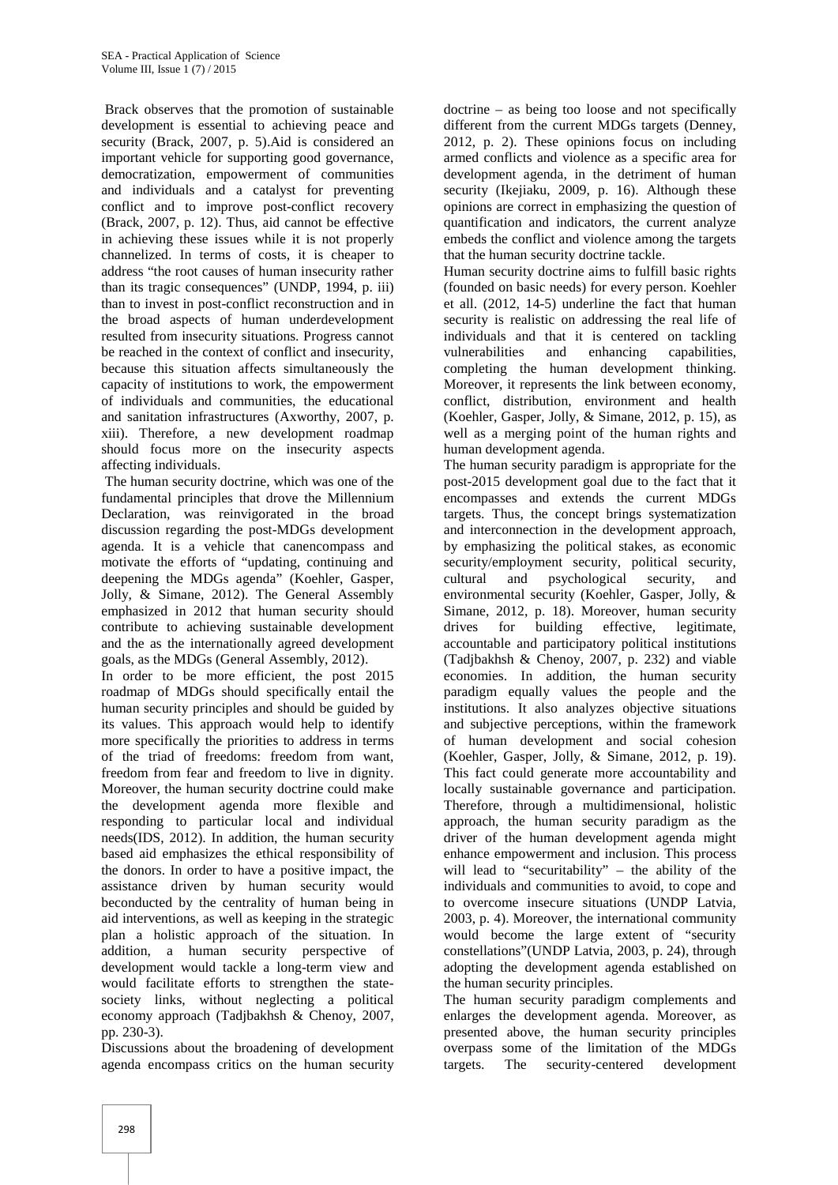Brack observes that the promotion of sustainable development is essential to achieving peace and security (Brack, 2007, p. 5).Aid is considered an important vehicle for supporting good governance, democratization, empowerment of communities and individuals and a catalyst for preventing conflict and to improve post-conflict recovery (Brack, 2007, p. 12). Thus, aid cannot be effective in achieving these issues while it is not properly channelized. In terms of costs, it is cheaper to address "the root causes of human insecurity rather than its tragic consequences" (UNDP, 1994, p. iii) than to invest in post-conflict reconstruction and in the broad aspects of human underdevelopment resulted from insecurity situations. Progress cannot be reached in the context of conflict and insecurity, because this situation affects simultaneously the capacity of institutions to work, the empowerment of individuals and communities, the educational and sanitation infrastructures (Axworthy, 2007, p. xiii). Therefore, a new development roadmap should focus more on the insecurity aspects affecting individuals.

The human security doctrine, which was one of the fundamental principles that drove the Millennium Declaration, was reinvigorated in the broad discussion regarding the post-MDGs development agenda. It is a vehicle that canencompass and motivate the efforts of "updating, continuing and deepening the MDGs agenda" (Koehler, Gasper, Jolly, & Simane, 2012). The General Assembly emphasized in 2012 that human security should contribute to achieving sustainable development and the as the internationally agreed development goals, as the MDGs (General Assembly, 2012).

In order to be more efficient, the post 2015 roadmap of MDGs should specifically entail the human security principles and should be guided by its values. This approach would help to identify more specifically the priorities to address in terms of the triad of freedoms: freedom from want, freedom from fear and freedom to live in dignity. Moreover, the human security doctrine could make the development agenda more flexible and responding to particular local and individual needs(IDS, 2012). In addition, the human security based aid emphasizes the ethical responsibility of the donors. In order to have a positive impact, the assistance driven by human security would beconducted by the centrality of human being in aid interventions, as well as keeping in the strategic plan a holistic approach of the situation. In addition, a human security perspective of development would tackle a long-term view and would facilitate efforts to strengthen the state-society links, without neglecting a political economy approach (Tadjbakhsh & Chenoy, 2007, pp. 230-3).

Discussions about the broadening of development agenda encompass critics on the human security doctrine – as being too loose and not specifically different from the current MDGs targets (Denney, 2012, p. 2). These opinions focus on including armed conflicts and violence as a specific area for development agenda, in the detriment of human security (Ikejiaku, 2009, p. 16). Although these opinions are correct in emphasizing the question of quantification and indicators, the current analyze embeds the conflict and violence among the targets that the human security doctrine tackle.

Human security doctrine aims to fulfill basic rights (founded on basic needs) for every person. Koehler et all. (2012, 14-5) underline the fact that human security is realistic on addressing the real life of individuals and that it is centered on tackling vulnerabilities and enhancing capabilities, completing the human development thinking. Moreover, it represents the link between economy, conflict, distribution, environment and health (Koehler, Gasper, Jolly, & Simane, 2012, p. 15), as well as a merging point of the human rights and human development agenda.

The human security paradigm is appropriate for the post-2015 development goal due to the fact that it encompasses and extends the current MDGs targets. Thus, the concept brings systematization and interconnection in the development approach, by emphasizing the political stakes, as economic security/employment security, political security, cultural and psychological security, and environmental security (Koehler, Gasper, Jolly, & Simane, 2012, p. 18). Moreover, human security drives for building effective, legitimate, accountable and participatory political institutions (Tadjbakhsh & Chenoy, 2007, p. 232) and viable economies. In addition, the human security paradigm equally values the people and the institutions. It also analyzes objective situations and subjective perceptions, within the framework of human development and social cohesion (Koehler, Gasper, Jolly, & Simane, 2012, p. 19). This fact could generate more accountability and locally sustainable governance and participation. Therefore, through a multidimensional, holistic approach, the human security paradigm as the driver of the human development agenda might enhance empowerment and inclusion. This process will lead to "securitability" – the ability of the individuals and communities to avoid, to cope and to overcome insecure situations (UNDP Latvia, 2003, p. 4). Moreover, the international community would become the large extent of "security constellations"(UNDP Latvia, 2003, p. 24), through adopting the development agenda established on the human security principles.

The human security paradigm complements and enlarges the development agenda. Moreover, as presented above, the human security principles overpass some of the limitation of the MDGs targets. The security-centered development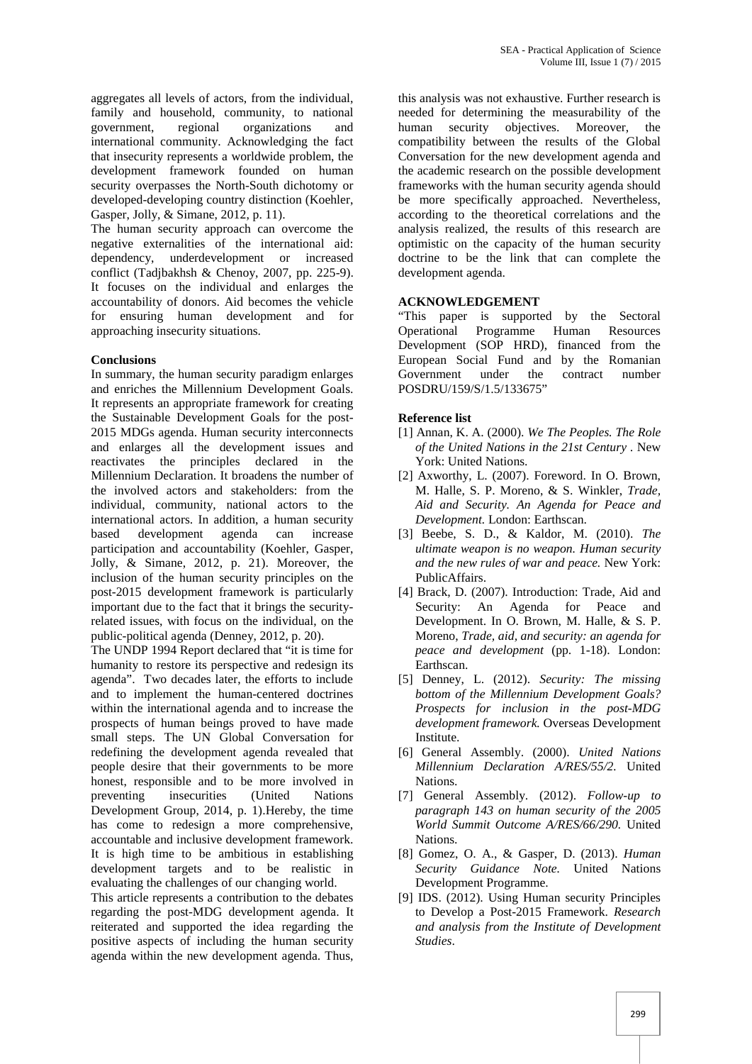aggregates all levels of actors, from the individual, family and household, community, to national government, regional organizations and international community. Acknowledging the fact that insecurity represents a worldwide problem, the development framework founded on human security overpasses the North-South dichotomy or developed-developing country distinction (Koehler, Gasper, Jolly, & Simane, 2012, p. 11).

The human security approach can overcome the negative externalities of the international aid: dependency, underdevelopment or increased conflict (Tadjbakhsh & Chenoy, 2007, pp. 225-9). It focuses on the individual and enlarges the accountability of donors. Aid becomes the vehicle for ensuring human development and for approaching insecurity situations.

**Conclusions**

In summary, the human security paradigm enlarges and enriches the Millennium Development Goals. It represents an appropriate framework for creating the Sustainable Development Goals for the post-2015 MDGs agenda. Human security interconnects and enlarges all the development issues and reactivates the principles declared in the Millennium Declaration. It broadens the number of the involved actors and stakeholders: from the individual, community, national actors to the international actors. In addition, a human security based development agenda can increase participation and accountability (Koehler, Gasper, Jolly, & Simane, 2012, p. 21). Moreover, the inclusion of the human security principles on the post-2015 development framework is particularly important due to the fact that it brings the security-related issues, with focus on the individual, on the public-political agenda (Denney, 2012, p. 20).

The UNDP 1994 Report declared that "it is time for humanity to restore its perspective and redesign its agenda". Two decades later, the efforts to include and to implement the human-centered doctrines within the international agenda and to increase the prospects of human beings proved to have made small steps. The UN Global Conversation for redefining the development agenda revealed that people desire that their governments to be more honest, responsible and to be more involved in preventing insecurities (United Nations Development Group, 2014, p. 1).Hereby, the time has come to redesign a more comprehensive, accountable and inclusive development framework. It is high time to be ambitious in establishing development targets and to be realistic in evaluating the challenges of our changing world.

This article represents a contribution to the debates regarding the post-MDG development agenda. It reiterated and supported the idea regarding the positive aspects of including the human security agenda within the new development agenda. Thus, this analysis was not exhaustive. Further research is needed for determining the measurability of the human security objectives. Moreover, the compatibility between the results of the Global Conversation for the new development agenda and the academic research on the possible development frameworks with the human security agenda should be more specifically approached. Nevertheless, according to the theoretical correlations and the analysis realized, the results of this research are optimistic on the capacity of the human security doctrine to be the link that can complete the development agenda.

**ACKNOWLEDGEMENT**

"This paper is supported by the Sectoral Operational Programme Human Resources Development (SOP HRD), financed from the European Social Fund and by the Romanian Government under the contract number POSDRU/159/S/1.5/133675"

**Reference list**

[1] Annan, K. A. (2000). *We The Peoples. The Role of the United Nations in the 21st Century* . New York: United Nations.

[2] Axworthy, L. (2007). Foreword. In O. Brown, M. Halle, S. P. Moreno, & S. Winkler, *Trade, Aid and Security. An Agenda for Peace and Development*. London: Earthscan.

[3] Beebe, S. D., & Kaldor, M. (2010). *The ultimate weapon is no weapon. Human security and the new rules of war and peace.* New York: PublicAffairs.

[4] Brack, D. (2007). Introduction: Trade, Aid and Security: An Agenda for Peace and Development. In O. Brown, M. Halle, & S. P. Moreno, *Trade, aid, and security: an agenda for peace and development* (pp. 1-18). London: Earthscan.

[5] Denney, L. (2012). *Security: The missing bottom of the Millennium Development Goals? Prospects for inclusion in the post-MDG development framework.* Overseas Development Institute.

[6] General Assembly. (2000). *United Nations Millennium Declaration A/RES/55/2.* United Nations.

[7] General Assembly. (2012). *Follow-up to paragraph 143 on human security of the 2005 World Summit Outcome A/RES/66/290.* United Nations.

[8] Gomez, O. A., & Gasper, D. (2013). *Human Security Guidance Note.* United Nations Development Programme.

[9] IDS. (2012). Using Human security Principles to Develop a Post-2015 Framework. *Research and analysis from the Institute of Development Studies*.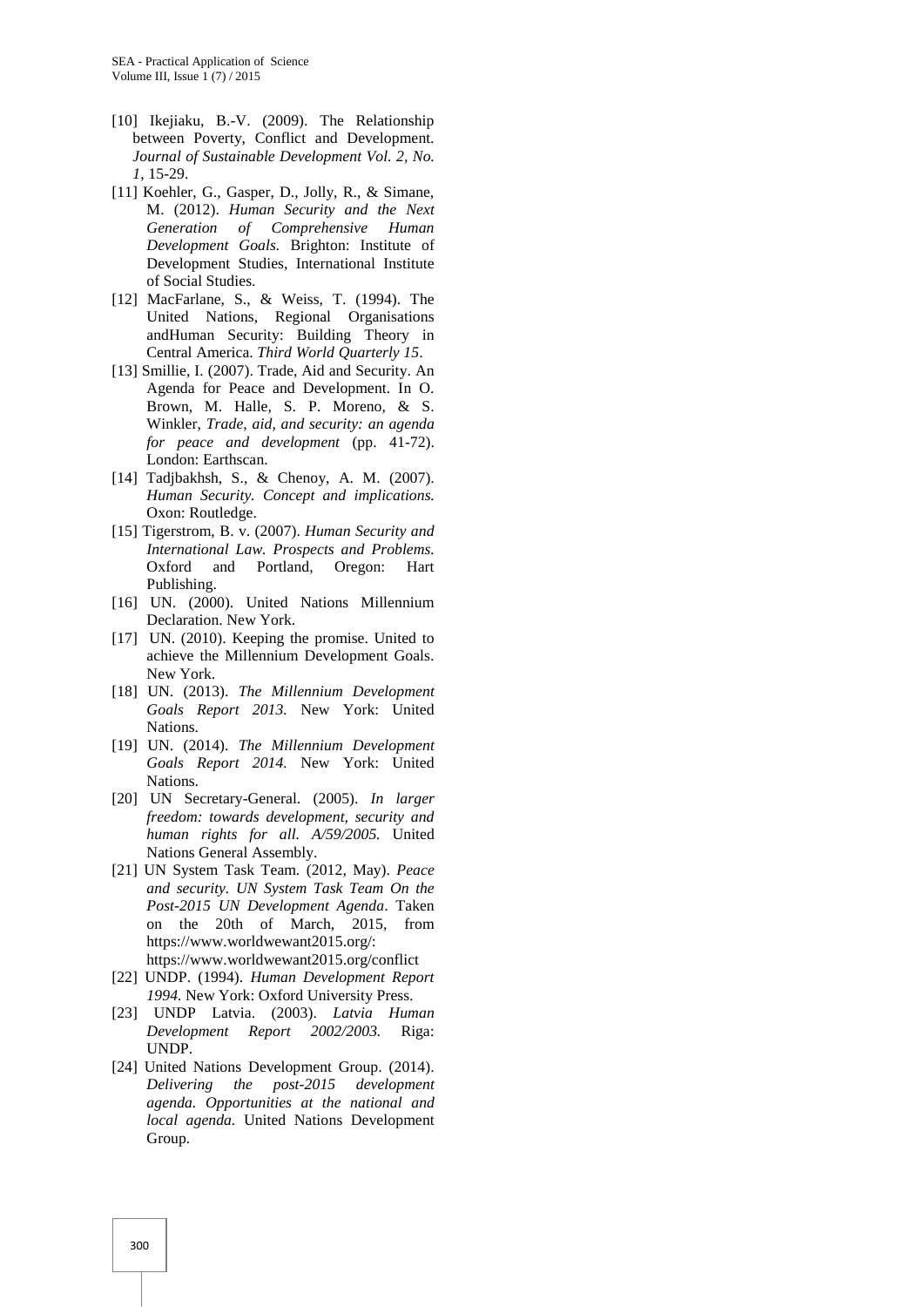[10] Ikejiaku, B.-V. (2009). The Relationship between Poverty, Conflict and Development. *Journal of Sustainable Development Vol. 2, No. 1*, 15-29.

[11] Koehler, G., Gasper, D., Jolly, R., & Simane, M. (2012). *Human Security and the Next Generation of Comprehensive Human Development Goals.* Brighton: Institute of Development Studies, International Institute of Social Studies.

[12] MacFarlane, S., & Weiss, T. (1994). The United Nations, Regional Organisations andHuman Security: Building Theory in Central America. *Third World Quarterly 15*.

[13] Smillie, I. (2007). Trade, Aid and Security. An Agenda for Peace and Development. In O. Brown, M. Halle, S. P. Moreno, & S. Winkler, *Trade, aid, and security: an agenda for peace and development* (pp. 41-72). London: Earthscan.

[14] Tadjbakhsh, S., & Chenoy, A. M. (2007). *Human Security. Concept and implications.* Oxon: Routledge.

[15] Tigerstrom, B. v. (2007). *Human Security and International Law. Prospects and Problems.* Oxford and Portland, Oregon: Hart Publishing.

[16] UN. (2000). United Nations Millennium Declaration. New York.

[17] UN. (2010). Keeping the promise. United to achieve the Millennium Development Goals. New York.

[18] UN. (2013). *The Millennium Development Goals Report 2013.* New York: United Nations.

[19] UN. (2014). *The Millennium Development Goals Report 2014.* New York: United Nations.

[20] UN Secretary-General. (2005). *In larger freedom: towards development, security and human rights for all. A/59/2005.* United Nations General Assembly.

[21] UN System Task Team. (2012, May). *Peace and security. UN System Task Team On the Post-2015 UN Development Agenda*. Taken on the 20th of March, 2015, from https://www.worldwewant2015.org/: https://www.worldwewant2015.org/conflict

[22] UNDP. (1994). *Human Development Report 1994.* New York: Oxford University Press.

[23] UNDP Latvia. (2003). *Latvia Human Development Report 2002/2003.* Riga: UNDP.

[24] United Nations Development Group. (2014). *Delivering the post-2015 development agenda. Opportunities at the national and local agenda.* United Nations Development Group.